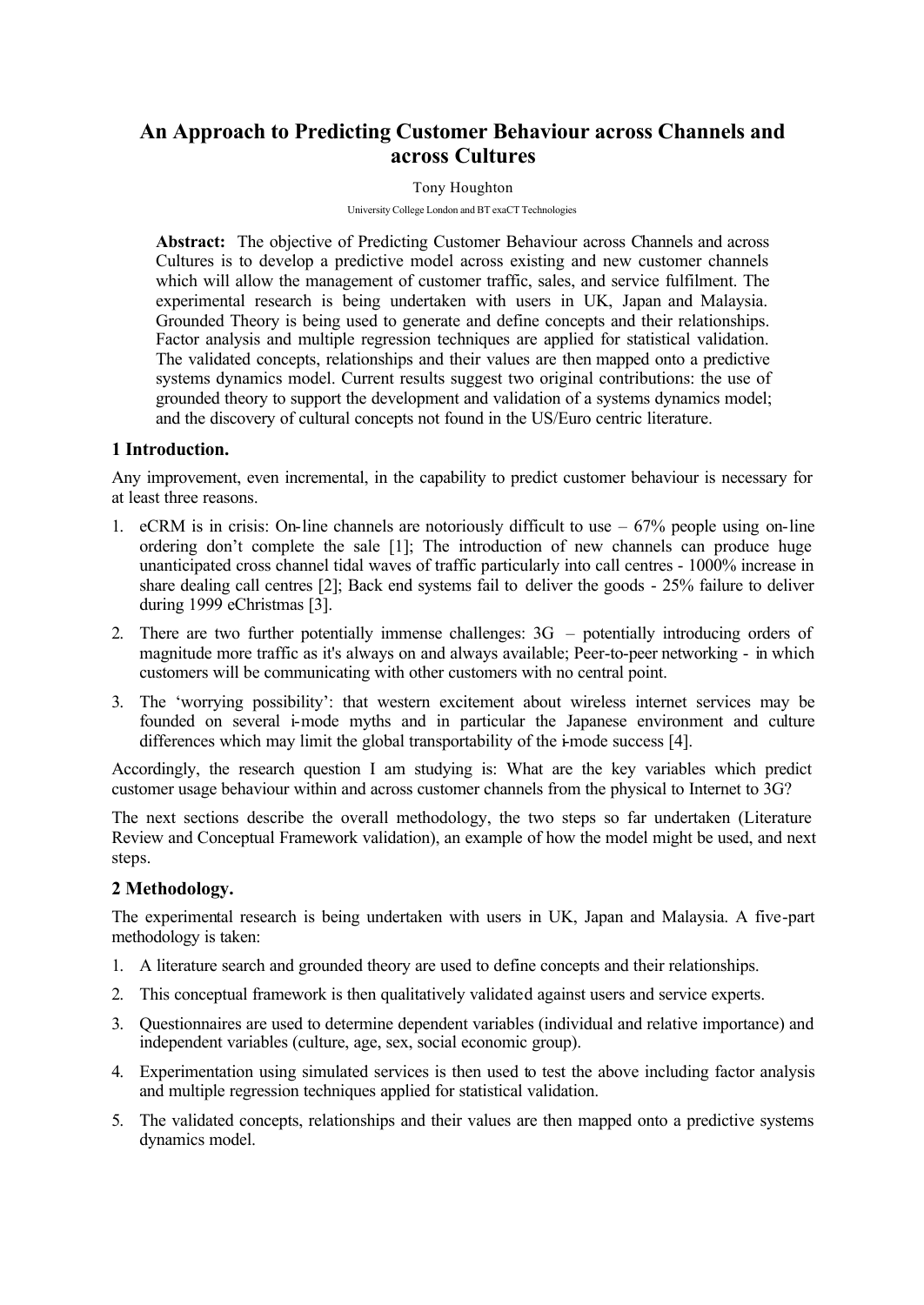# An Approach to Predicting Customer Behaviour across Channels and across Cultures

Tony Houghton

University College London and BT exaCT Technologies

**Abstract:** The objective of Predicting Customer Behaviour across Channels and across Cultures is to develop a predictive model across existing and new customer channels which will allow the management of customer traffic, sales, and service fulfilment. The experimental research is being undertaken with users in UK, Japan and Malaysia. Grounded Theory is being used to generate and define concepts and their relationships. Factor analysis and multiple regression techniques are applied for statistical validation. The validated concepts, relationships and their values are then mapped onto a predictive systems dynamics model. Current results suggest two original contributions: the use of grounded theory to support the development and validation of a systems dynamics model; and the discovery of cultural concepts not found in the US/Euro centric literature.

## 1 Introduction.

Any improvement, even incremental, in the capability to predict customer behaviour is necessary for at least three reasons.

1. eCRM is in crisis: On-line channels are notoriously difficult to use – 67% people using on-line ordering don't complete the sale [1]; The introduction of new channels can produce huge unanticipated cross channel tidal waves of traffic particularly into call centres - 1000% increase in share dealing call centres [2]; Back end systems fail to deliver the goods - 25% failure to deliver during 1999 eChristmas [3].
2. There are two further potentially immense challenges: 3G – potentially introducing orders of magnitude more traffic as it's always on and always available; Peer-to-peer networking - in which customers will be communicating with other customers with no central point.
3. The 'worrying possibility': that western excitement about wireless internet services may be founded on several i-mode myths and in particular the Japanese environment and culture differences which may limit the global transportability of the i-mode success [4].

Accordingly, the research question I am studying is: What are the key variables which predict customer usage behaviour within and across customer channels from the physical to Internet to 3G?

The next sections describe the overall methodology, the two steps so far undertaken (Literature Review and Conceptual Framework validation), an example of how the model might be used, and next steps.

## 2 Methodology.

The experimental research is being undertaken with users in UK, Japan and Malaysia. A five-part methodology is taken:

1. A literature search and grounded theory are used to define concepts and their relationships.
2. This conceptual framework is then qualitatively validated against users and service experts.
3. Questionnaires are used to determine dependent variables (individual and relative importance) and independent variables (culture, age, sex, social economic group).
4. Experimentation using simulated services is then used to test the above including factor analysis and multiple regression techniques applied for statistical validation.
5. The validated concepts, relationships and their values are then mapped onto a predictive systems dynamics model.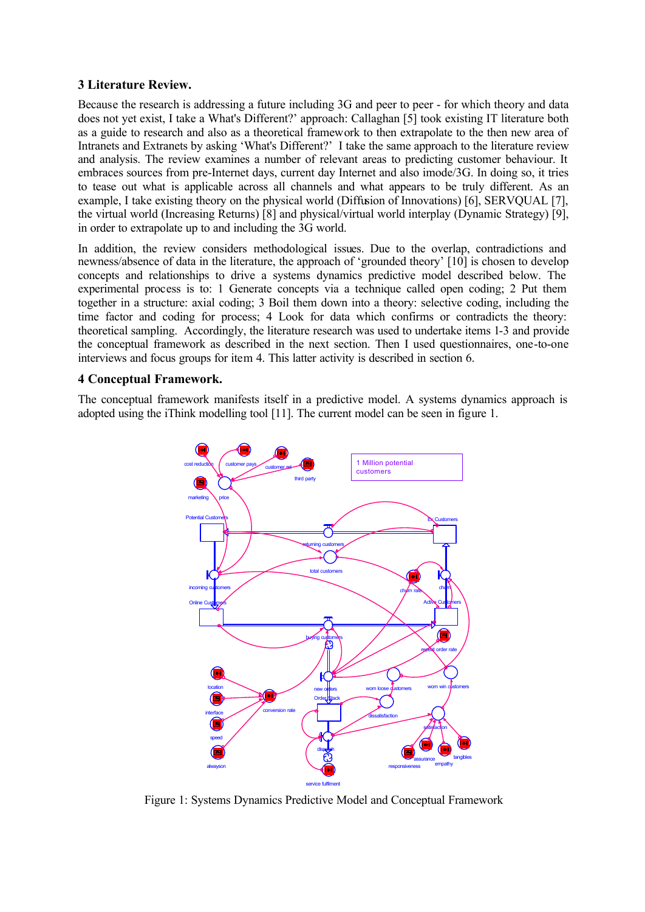## 3 Literature Review.

Because the research is addressing a future including 3G and peer to peer - for which theory and data does not yet exist, I take a What's Different?' approach: Callaghan [5] took existing IT literature both as a guide to research and also as a theoretical framework to then extrapolate to the then new area of Intranets and Extranets by asking 'What's Different?' I take the same approach to the literature review and analysis. The review examines a number of relevant areas to predicting customer behaviour. It embraces sources from pre-Internet days, current day Internet and also imode/3G. In doing so, it tries to tease out what is applicable across all channels and what appears to be truly different. As an example, I take existing theory on the physical world (Diffusion of Innovations) [6], SERVQUAL [7], the virtual world (Increasing Returns) [8] and physical/virtual world interplay (Dynamic Strategy) [9], in order to extrapolate up to and including the 3G world.

In addition, the review considers methodological issues. Due to the overlap, contradictions and newness/absence of data in the literature, the approach of 'grounded theory' [10] is chosen to develop concepts and relationships to drive a systems dynamics predictive model described below. The experimental process is to: 1 Generate concepts via a technique called open coding; 2 Put them together in a structure: axial coding; 3 Boil them down into a theory: selective coding, including the time factor and coding for process; 4 Look for data which confirms or contradicts the theory: theoretical sampling. Accordingly, the literature research was used to undertake items 1-3 and provide the conceptual framework as described in the next section. Then I used questionnaires, one-to-one interviews and focus groups for item 4. This latter activity is described in section 6.

## 4 Conceptual Framework.

The conceptual framework manifests itself in a predictive model. A systems dynamics approach is adopted using the iThink modelling tool [11]. The current model can be seen in figure 1.

Figure 1: Systems Dynamics Predictive Model and Conceptual Framework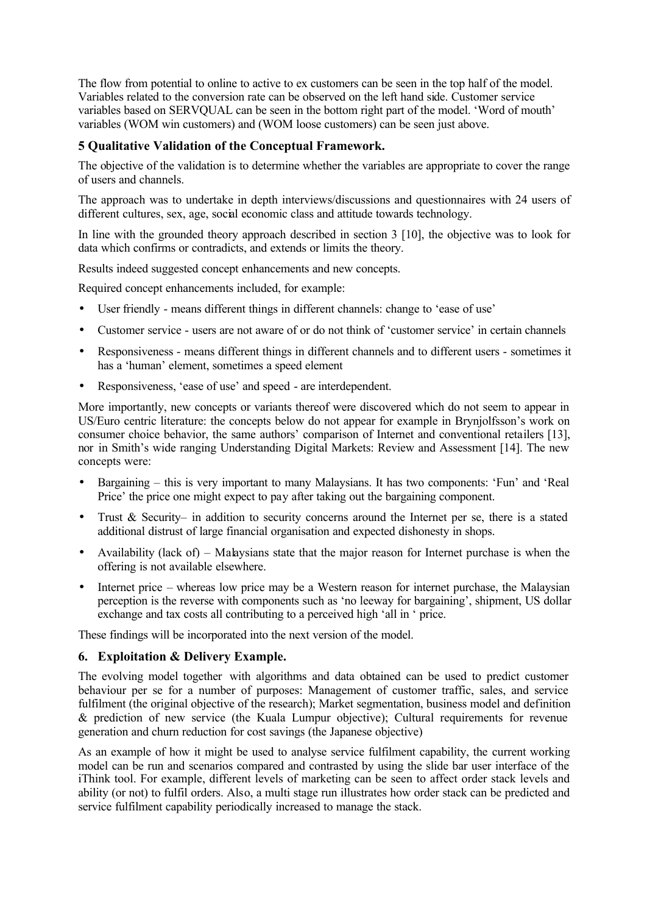The flow from potential to online to active to ex customers can be seen in the top half of the model. Variables related to the conversion rate can be observed on the left hand side. Customer service variables based on SERVQUAL can be seen in the bottom right part of the model. 'Word of mouth' variables (WOM win customers) and (WOM loose customers) can be seen just above.

## 5 Qualitative Validation of the Conceptual Framework.

The objective of the validation is to determine whether the variables are appropriate to cover the range of users and channels.

The approach was to undertake in depth interviews/discussions and questionnaires with 24 users of different cultures, sex, age, social economic class and attitude towards technology.

In line with the grounded theory approach described in section 3 [10], the objective was to look for data which confirms or contradicts, and extends or limits the theory.

Results indeed suggested concept enhancements and new concepts.

Required concept enhancements included, for example:

- User friendly - means different things in different channels: change to 'ease of use'
- Customer service - users are not aware of or do not think of 'customer service' in certain channels
- Responsiveness - means different things in different channels and to different users - sometimes it has a 'human' element, sometimes a speed element
- Responsiveness, 'ease of use' and speed - are interdependent.

More importantly, new concepts or variants thereof were discovered which do not seem to appear in US/Euro centric literature: the concepts below do not appear for example in Brynjolfsson's work on consumer choice behavior, the same authors' comparison of Internet and conventional retailers [13], nor in Smith's wide ranging Understanding Digital Markets: Review and Assessment [14]. The new concepts were:

- Bargaining – this is very important to many Malaysians. It has two components: 'Fun' and 'Real Price' the price one might expect to pay after taking out the bargaining component.
- Trust & Security– in addition to security concerns around the Internet per se, there is a stated additional distrust of large financial organisation and expected dishonesty in shops.
- Availability (lack of) – Malaysians state that the major reason for Internet purchase is when the offering is not available elsewhere.
- Internet price – whereas low price may be a Western reason for internet purchase, the Malaysian perception is the reverse with components such as 'no leeway for bargaining', shipment, US dollar exchange and tax costs all contributing to a perceived high 'all in ' price.

These findings will be incorporated into the next version of the model.

## 6. Exploitation & Delivery Example.

The evolving model together with algorithms and data obtained can be used to predict customer behaviour per se for a number of purposes: Management of customer traffic, sales, and service fulfilment (the original objective of the research); Market segmentation, business model and definition & prediction of new service (the Kuala Lumpur objective); Cultural requirements for revenue generation and churn reduction for cost savings (the Japanese objective)

As an example of how it might be used to analyse service fulfilment capability, the current working model can be run and scenarios compared and contrasted by using the slide bar user interface of the iThink tool. For example, different levels of marketing can be seen to affect order stack levels and ability (or not) to fulfil orders. Also, a multi stage run illustrates how order stack can be predicted and service fulfilment capability periodically increased to manage the stack.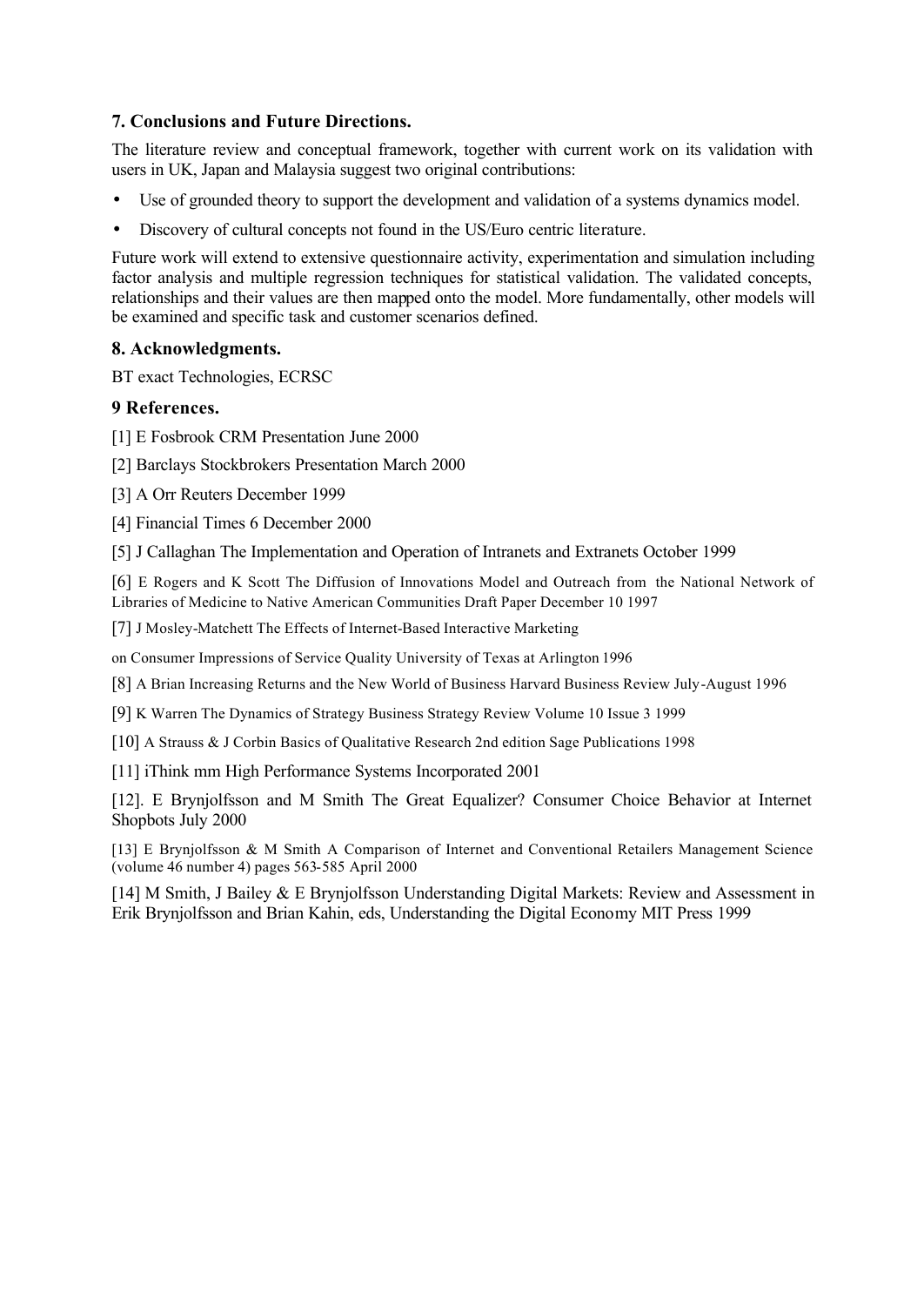## 7. Conclusions and Future Directions.

The literature review and conceptual framework, together with current work on its validation with users in UK, Japan and Malaysia suggest two original contributions:

- Use of grounded theory to support the development and validation of a systems dynamics model.
- Discovery of cultural concepts not found in the US/Euro centric literature.

Future work will extend to extensive questionnaire activity, experimentation and simulation including factor analysis and multiple regression techniques for statistical validation. The validated concepts, relationships and their values are then mapped onto the model. More fundamentally, other models will be examined and specific task and customer scenarios defined.

## 8. Acknowledgments.

BT exact Technologies, ECRSC

## 9 References.

[1] E Fosbrook CRM Presentation June 2000

[2] Barclays Stockbrokers Presentation March 2000

[3] A Orr Reuters December 1999

[4] Financial Times 6 December 2000

[5] J Callaghan The Implementation and Operation of Intranets and Extranets October 1999

[6] E Rogers and K Scott The Diffusion of Innovations Model and Outreach from the National Network of Libraries of Medicine to Native American Communities Draft Paper December 10 1997

[7] J Mosley-Matchett The Effects of Internet-Based Interactive Marketing

on Consumer Impressions of Service Quality University of Texas at Arlington 1996

[8] A Brian Increasing Returns and the New World of Business Harvard Business Review July-August 1996

[9] K Warren The Dynamics of Strategy Business Strategy Review Volume 10 Issue 3 1999

[10] A Strauss & J Corbin Basics of Qualitative Research 2nd edition Sage Publications 1998

[11] iThink mm High Performance Systems Incorporated 2001

[12]. E Brynjolfsson and M Smith The Great Equalizer? Consumer Choice Behavior at Internet Shopbots July 2000

[13] E Brynjolfsson & M Smith A Comparison of Internet and Conventional Retailers Management Science (volume 46 number 4) pages 563-585 April 2000

[14] M Smith, J Bailey & E Brynjolfsson Understanding Digital Markets: Review and Assessment in Erik Brynjolfsson and Brian Kahin, eds, Understanding the Digital Economy MIT Press 1999